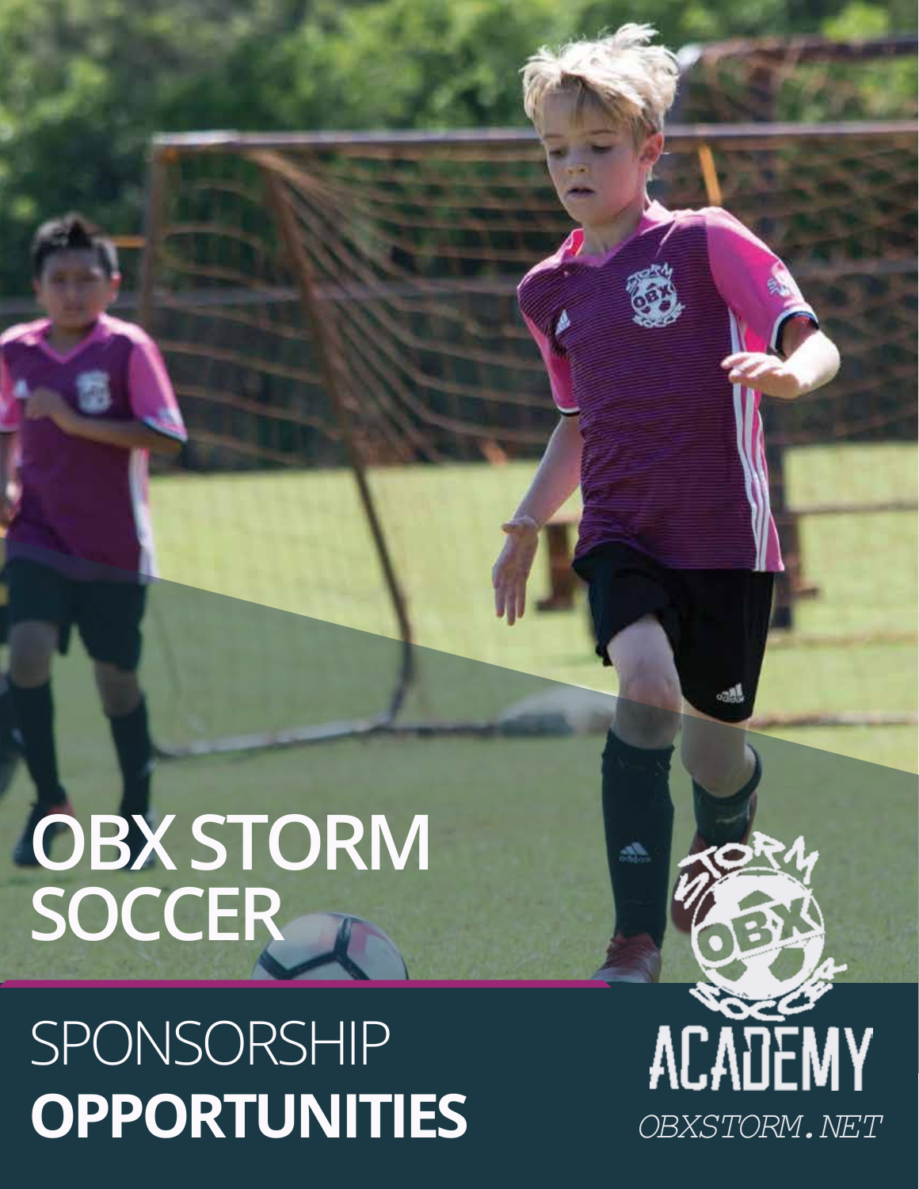# OBX STORM SOCCER

## SPONSORSHIP **OPPORTUNITIES**

ACADEMY

OBXSTORM.NET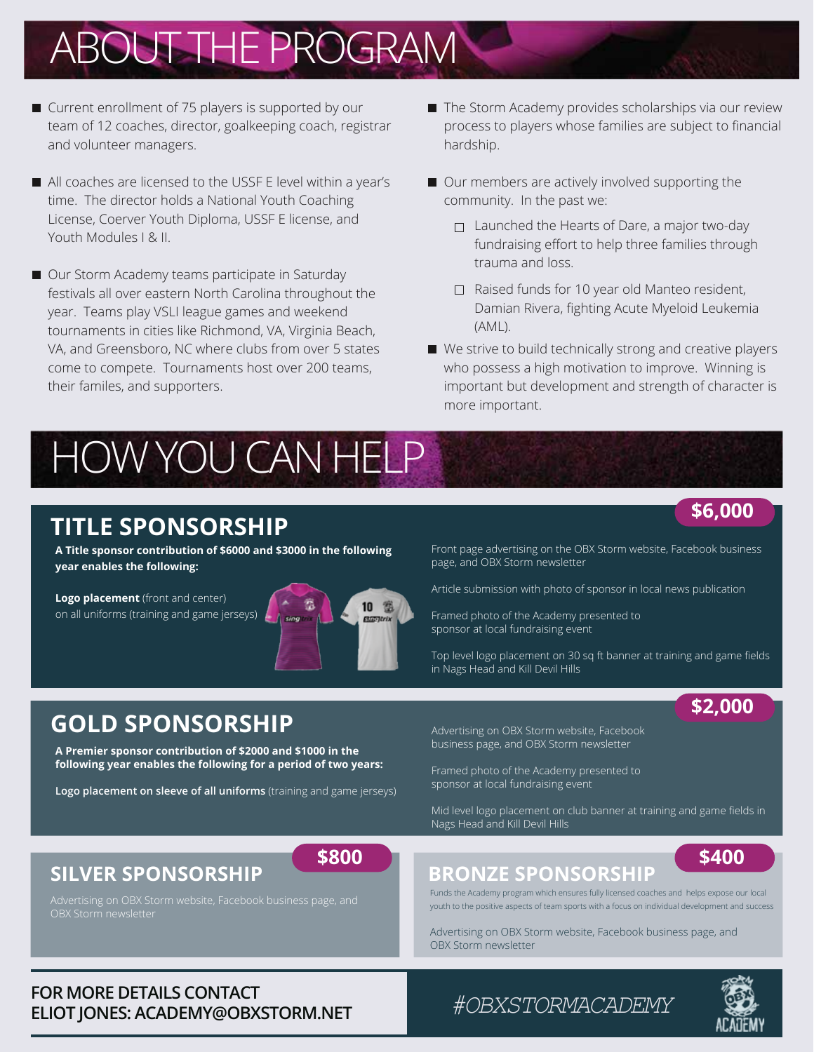# ABOUT THE PROGRAM

- Current enrollment of 75 players is supported by our team of 12 coaches, director, goalkeeping coach, registrar and volunteer managers.
- All coaches are licensed to the USSF E level within a year's time. The director holds a National Youth Coaching License, Coerver Youth Diploma, USSF E license, and Youth Modules I & II.
- Our Storm Academy teams participate in Saturday festivals all over eastern North Carolina throughout the year. Teams play VSLI league games and weekend tournaments in cities like Richmond, VA, Virginia Beach, VA, and Greensboro, NC where clubs from over 5 states come to compete. Tournaments host over 200 teams, their familes, and supporters.
- The Storm Academy provides scholarships via our review process to players whose families are subject to financial hardship.
- Our members are actively involved supporting the community. In the past we:
  - Launched the Hearts of Dare, a major two-day fundraising effort to help three families through trauma and loss.
  - Raised funds for 10 year old Manteo resident, Damian Rivera, fighting Acute Myeloid Leukemia (AML).
- We strive to build technically strong and creative players who possess a high motivation to improve. Winning is important but development and strength of character is more important.

# HOW YOU CAN HELP

## TITLE SPONSORSHIP — $6,000

**A Title sponsor contribution of $6000 and $3000 in the following year enables the following:**

**Logo placement** (front and center) on all uniforms (training and game jerseys)

Front page advertising on the OBX Storm website, Facebook business page, and OBX Storm newsletter

Article submission with photo of sponsor in local news publication

Framed photo of the Academy presented to sponsor at local fundraising event

Top level logo placement on 30 sq ft banner at training and game fields in Nags Head and Kill Devil Hills

## GOLD SPONSORSHIP — $2,000

**A Premier sponsor contribution of $2000 and $1000 in the following year enables the following for a period of two years:**

**Logo placement on sleeve of all uniforms** (training and game jerseys)

Advertising on OBX Storm website, Facebook business page, and OBX Storm newsletter

Framed photo of the Academy presented to sponsor at local fundraising event

Mid level logo placement on club banner at training and game fields in Nags Head and Kill Devil Hills

## SILVER SPONSORSHIP — $800

Advertising on OBX Storm website, Facebook business page, and OBX Storm newsletter

## BRONZE SPONSORSHIP — $400

Funds the Academy program which ensures fully licensed coaches and helps expose our local youth to the positive aspects of team sports with a focus on individual development and success

Advertising on OBX Storm website, Facebook business page, and OBX Storm newsletter

**FOR MORE DETAILS CONTACT ELIOT JONES: ACADEMY@OBXSTORM.NET**

#OBXSTORMACADEMY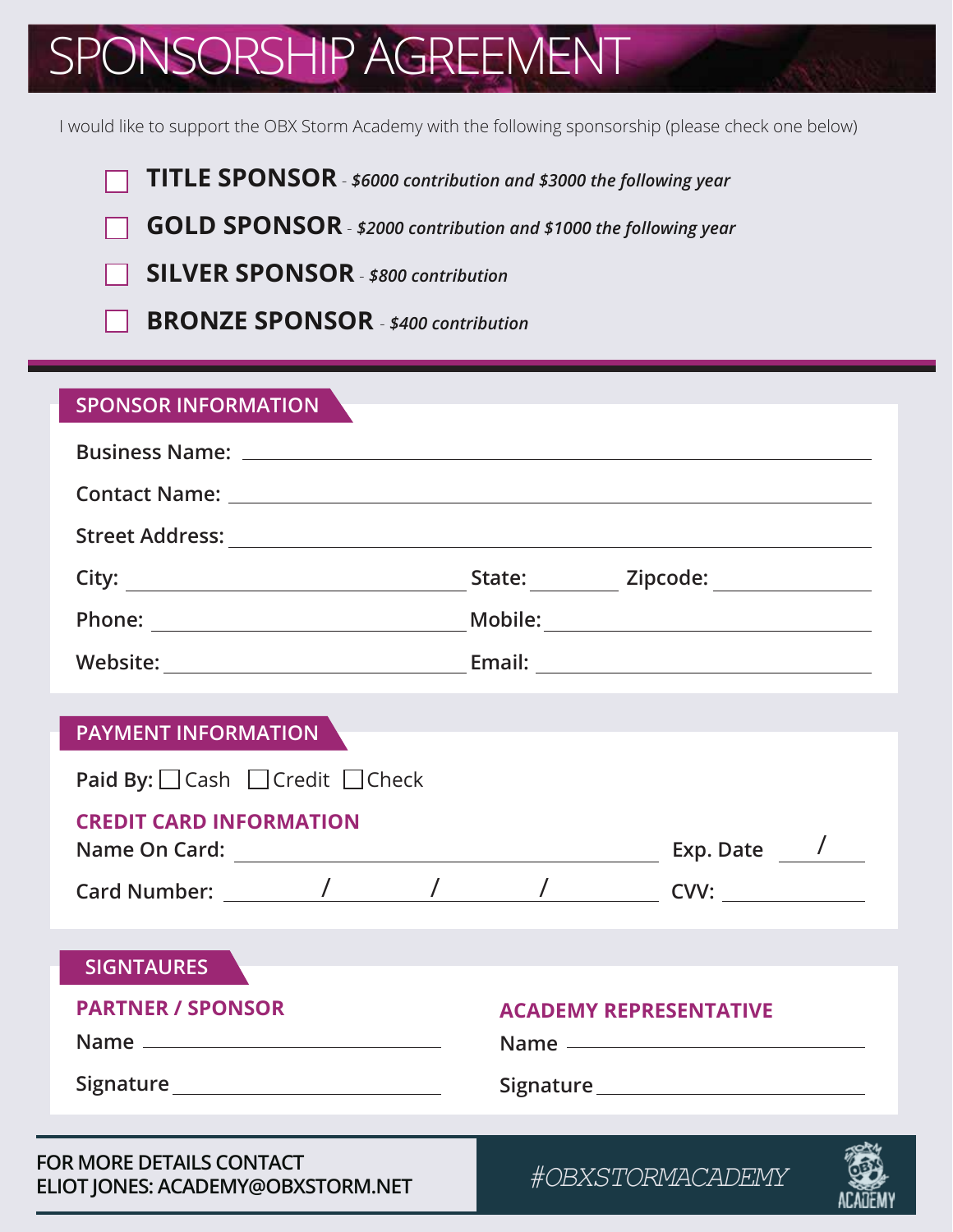# SPONSORSHIP AGREEMENT

I would like to support the OBX Storm Academy with the following sponsorship (please check one below)

☐ **TITLE SPONSOR** - ***$6000 contribution and $3000 the following year***

☐ **GOLD SPONSOR** - ***$2000 contribution and $1000 the following year***

☐ **SILVER SPONSOR** - ***$800 contribution***

☐ **BRONZE SPONSOR** - ***$400 contribution***

## SPONSOR INFORMATION

**Business Name:** ______________________________

**Contact Name:** ______________________________

**Street Address:** ______________________________

**City:** ________________ **State:** ________ **Zipcode:** ____________

**Phone:** ________________ **Mobile:** ________________

**Website:** ________________ **Email:** ________________

## PAYMENT INFORMATION

**Paid By:** ☐ Cash ☐ Credit ☐ Check

### CREDIT CARD INFORMATION

Name On Card: ______________________________ Exp. Date _____ / _____

Card Number: ________ / ________ / ________ / ________ CVV: ____________

## SIGNTAURES

### PARTNER / SPONSOR

Name ______________________________

Signature ______________________________

### ACADEMY REPRESENTATIVE

Name ______________________________

Signature ______________________________

FOR MORE DETAILS CONTACT
ELIOT JONES: ACADEMY@OBXSTORM.NET

#OBXSTORMACADEMY